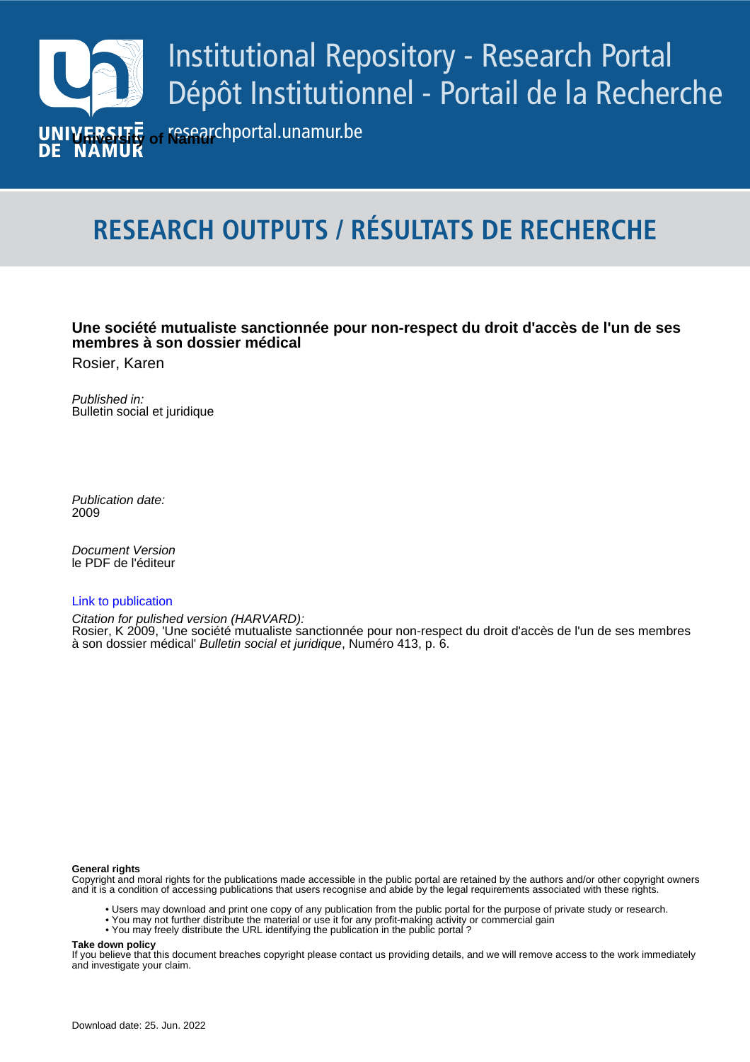# Institutional Repository - Research Portal
# Dépôt Institutionnel - Portail de la Recherche

researchportal.unamur.be

University of Namur

## RESEARCH OUTPUTS / RÉSULTATS DE RECHERCHE

**Une société mutualiste sanctionnée pour non-respect du droit d'accès de l'un de ses membres à son dossier médical**

Rosier, Karen

*Published in:*
Bulletin social et juridique

*Publication date:*
2009

*Document Version*
le PDF de l'éditeur

Link to publication

*Citation for pulished version (HARVARD):*
Rosier, K 2009, 'Une société mutualiste sanctionnée pour non-respect du droit d'accès de l'un de ses membres à son dossier médical' *Bulletin social et juridique*, Numéro 413, p. 6.

**General rights**
Copyright and moral rights for the publications made accessible in the public portal are retained by the authors and/or other copyright owners and it is a condition of accessing publications that users recognise and abide by the legal requirements associated with these rights.

- Users may download and print one copy of any publication from the public portal for the purpose of private study or research.
- You may not further distribute the material or use it for any profit-making activity or commercial gain
- You may freely distribute the URL identifying the publication in the public portal ?

**Take down policy**
If you believe that this document breaches copyright please contact us providing details, and we will remove access to the work immediately and investigate your claim.

Download date: 25. Jun. 2022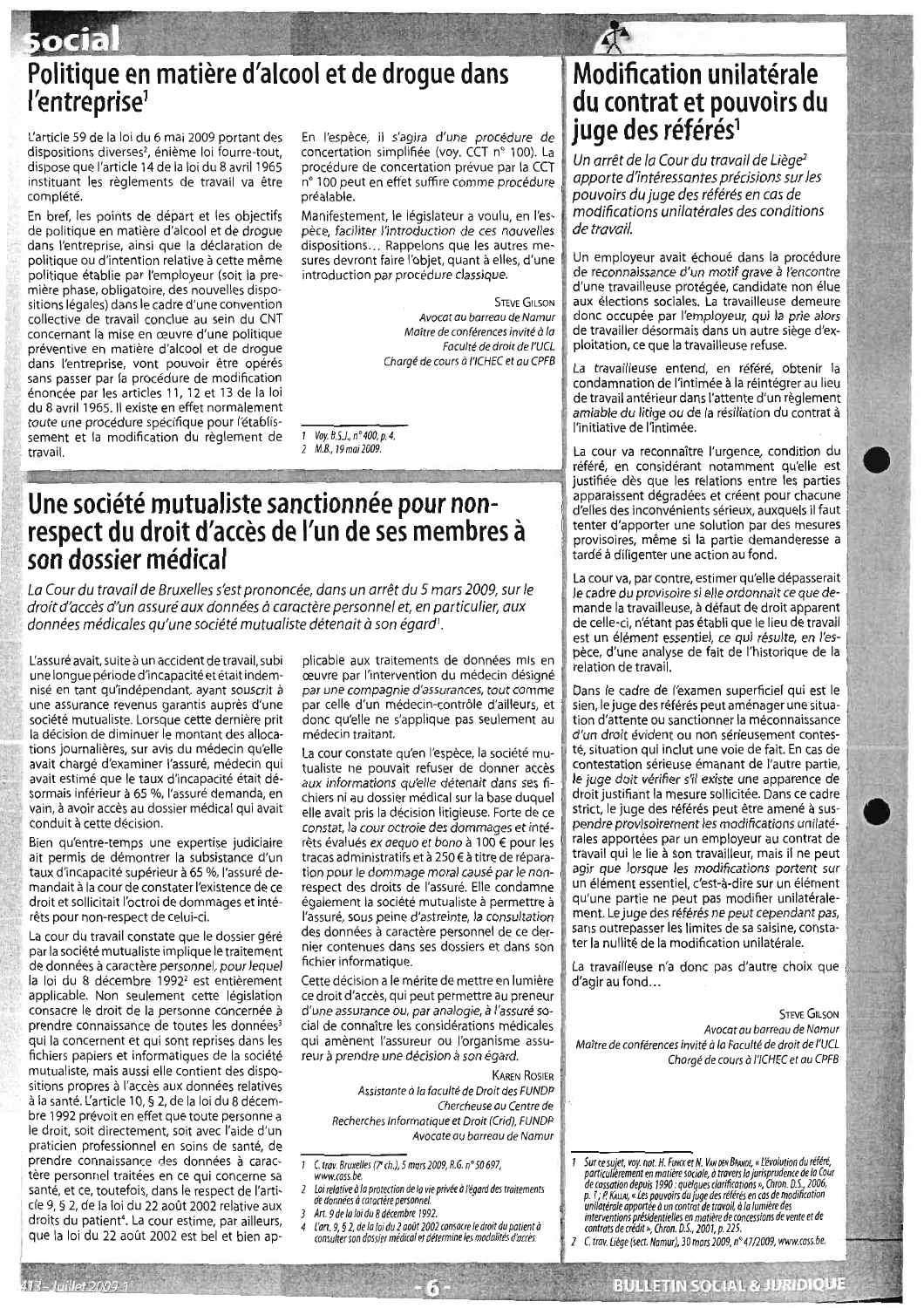# Social

## Politique en matière d'alcool et de drogue dans l'entreprise[1]

L'article 59 de la loi du 6 mai 2009 portant des dispositions diverses[2], énième loi fourre-tout, dispose que l'article 14 de la loi du 8 avril 1965 instituant les règlements de travail va être complété.

En bref, les points de départ et les objectifs de politique en matière d'alcool et de drogue dans l'entreprise, ainsi que la déclaration de politique ou d'intention relative à cette même politique établie par l'employeur (soit la première phase, obligatoire, des nouvelles dispositions légales) dans le cadre d'une convention collective de travail conclue au sein du CNT concernant la mise en œuvre d'une politique préventive en matière d'alcool et de drogue dans l'entreprise, vont pouvoir être opérés sans passer par la procédure de modification énoncée par les articles 11, 12 et 13 de la loi du 8 avril 1965. Il existe en effet normalement *toute une procédure* spécifique pour l'établissement et la modification du règlement de travail.

En l'espèce, il s'agira d'une *procédure de concertation simplifiée* (voy. CCT n° 100). La procédure de concertation prévue par la CCT n° 100 peut en effet suffire comme procédure préalable.

Manifestement, le législateur a voulu, en l'espèce, *faciliter l'introduction de ces nouvelles dispositions*... Rappelons que les autres mesures devront faire l'objet, quant à elles, d'une *introduction par procédure classique*.

Steve Gilson
*Avocat au barreau de Namur*
*Maître de conférences invité à la Faculté de droit de l'UCL*
*Chargé de cours à l'ICHEC et au CPFB*

1 *Voy. B.S.J., n° 400, p. 4.*
2 *M.B., 19 mai 2009.*

## Une société mutualiste sanctionnée pour non-respect du droit d'accès de l'un de ses membres à son dossier médical

*La Cour du travail de Bruxelles s'est prononcée, dans un arrêt du 5 mars 2009, sur le droit d'accès d'un assuré aux données à caractère personnel et, en particulier, aux données médicales qu'une société mutualiste détenait à son égard*[1].

L'assuré avait, suite à un accident de travail, subi une longue période d'incapacité et était indemnisé en tant qu'indépendant, ayant souscrit à une assurance revenus garantis auprès d'une société mutualiste. Lorsque cette dernière prit la décision de diminuer le montant des allocations journalières, sur avis du médecin qu'elle avait chargé d'examiner l'assuré, médecin qui avait estimé que le taux d'incapacité était désormais inférieur à 65 %, l'assuré demanda, en vain, à avoir accès au dossier médical qui avait conduit à cette décision.

Bien qu'entre-temps une expertise judiciaire ait permis de démontrer la subsistance d'un taux d'incapacité supérieur à 65 %, l'assuré demandait à la cour de constater l'existence de ce droit et sollicitait l'octroi de dommages et intérêts pour non-respect de celui-ci.

La cour du travail constate que le dossier géré par la société mutualiste implique le traitement de données à caractère *personnel, pour lequel* la loi du 8 décembre 1992[2] est entièrement applicable. Non seulement cette législation consacre le droit de la personne concernée à prendre connaissance de toutes les données[3] qui la concernent et qui sont reprises dans les fichiers papiers et informatiques de la société mutualiste, mais aussi elle contient des dispositions propres à l'accès aux données relatives à la santé. L'article 10, § 2, de la loi du 8 décembre 1992 prévoit en effet que toute personne a le droit, soit directement, soit avec l'aide d'un praticien professionnel en soins de santé, de prendre connaissance des données à caractère personnel traitées en ce qui concerne sa santé, et ce, toutefois, dans le respect de l'article 9, § 2, de la loi du 22 août 2002 relative aux droits du patient[4]. La cour estime, par ailleurs, que la loi du 22 août 2002 est bel et bien applicable aux traitements de données mis en œuvre par l'intervention du médecin désigné *par une compagnie d'assurances, tout comme* par celle d'un médecin-contrôle d'ailleurs, et donc qu'elle ne s'applique pas seulement au médecin traitant.

La cour constate qu'en l'espèce, la société mutualiste ne pouvait refuser de donner accès *aux informations qu'elle détenait* dans ses fichiers ni au dossier médical sur la base duquel elle avait pris la décision litigieuse. Forte de ce *constat, la cour octroie des dommages et intérêts évalués ex aequo et bono* à 100 € pour les tracas administratifs et à 250 € à titre de réparation pour le *dommage moral causé par le non-respect des droits de l'assuré*. Elle condamne également la société mutualiste à permettre à l'assuré, sous peine d'astreinte, *la consultation* des données à caractère personnel de ce dernier contenues dans ses dossiers et dans son fichier informatique.

Cette décision a le mérite de mettre en lumière ce droit d'accès, qui peut permettre au preneur *d'une assurance ou, par analogie, à l'assuré* social de connaître les considérations médicales qui amènent l'assureur ou l'organisme assureur *à prendre une décision à son égard*.

Karen Rosier
*Assistante à la faculté de Droit des FUNDP*
*Chercheuse au Centre de Recherches Informatique et Droit (Crid), FUNDP*
*Avocate au barreau de Namur*

1 *C. trav. Bruxelles (7e ch.), 5 mars 2009, R.G. n° 50 697, www.cass.be.*
2 *Loi relative à la protection de la vie privée à l'égard des traitements de données à caractère personnel.*
3 *Art. 9 de la loi du 8 décembre 1992.*
4 *L'art. 9, § 2, de la loi du 2 août 2002 consacre le droit du patient à consulter son dossier médical et détermine les modalités d'accès.*

## Modification unilatérale du contrat et pouvoirs du juge des référés[1]

*Un arrêt de la Cour du travail de Liège*[2] *apporte d'intéressantes précisions sur les pouvoirs du juge des référés en cas de modifications unilatérales des conditions de travail.*

Un employeur avait échoué dans la procédure de *reconnaissance d'un motif grave à l'encontre* d'une travailleuse protégée, candidate non élue aux élections sociales. La travailleuse demeure donc occupée par *l'employeur, qui la prie alors* de travailler désormais dans un autre siège d'exploitation, ce que la travailleuse refuse.

La travailleuse entend, en référé, obtenir la condamnation de l'intimée à la réintégrer au lieu de travail antérieur dans l'attente d'un règlement *amiable du litige ou de la résiliation du contrat* à l'initiative de l'intimée.

La cour va reconnaître l'urgence, condition du référé, en considérant notamment qu'elle est justifiée dès que les relations entre les parties apparaissent dégradées et créent pour chacune d'elles des inconvénients sérieux, auxquels il faut tenter d'apporter une solution par des mesures provisoires, même si la partie demanderesse a tardé à diligenter une action au fond.

La cour va, par contre, estimer qu'elle dépasserait le cadre *du provisoire si elle ordonnait ce que de*mande la travailleuse, à défaut de droit apparent de celle-ci, n'étant pas établi que le lieu de travail est un élément essentiel, *ce qui résulte, en l'es*pèce, d'une analyse de fait de l'historique de la relation de travail.

Dans le cadre de l'examen superficiel qui est le sien, le juge des référés peut aménager une situation d'attente ou sanctionner la méconnaissance *d'un droit* évident ou non sérieusement contesté, situation qui inclut une voie de fait. En cas de contestation sérieuse émanant de l'autre partie, *le juge doit vérifier s'il* existe une apparence de droit justifiant la mesure sollicitée. Dans ce cadre strict, le juge des référés peut être amené à *suspendre provisoirement les modifications unilaté*rales apportées par un employeur au contrat de travail qui le lie à son travailleur, mais il ne peut *agir que lorsque les modifications portent sur* un élément essentiel, c'est-à-dire sur un élément qu'une partie ne peut pas modifier unilatéralement. Le juge des référés *ne peut cependant pas*, sans outrepasser les limites de sa saisine, constater la nullité de la modification unilatérale.

La travailleuse n'a donc pas d'autre choix que d'agir au fond...

Steve Gilson
*Avocat au barreau de Namur*
*Maître de conférences invité à la Faculté de droit de l'UCL*
*Chargé de cours à l'ICHEC et au CPFB*

1 *Sur ce sujet, voy. not. H. Funck et N. Van den Brande, « L'évolution du référé, particulièrement en matière sociale, à travers la jurisprudence de la Cour de cassation depuis 1990 : quelques clarifications », Chron. D.S., 2006, p. 1 ; P. Kallai, « Les pouvoirs du juge des référés en cas de modification unilatérale apportée à un contrat de travail, à la lumière des interventions présidentielles en matière de concessions de vente et de contrats de crédit », Chron. D.S., 2001, p. 225.*
2 *C. trav. Liège (sect. Namur), 30 mars 2009, n° 47/2009, www.cass.be.*